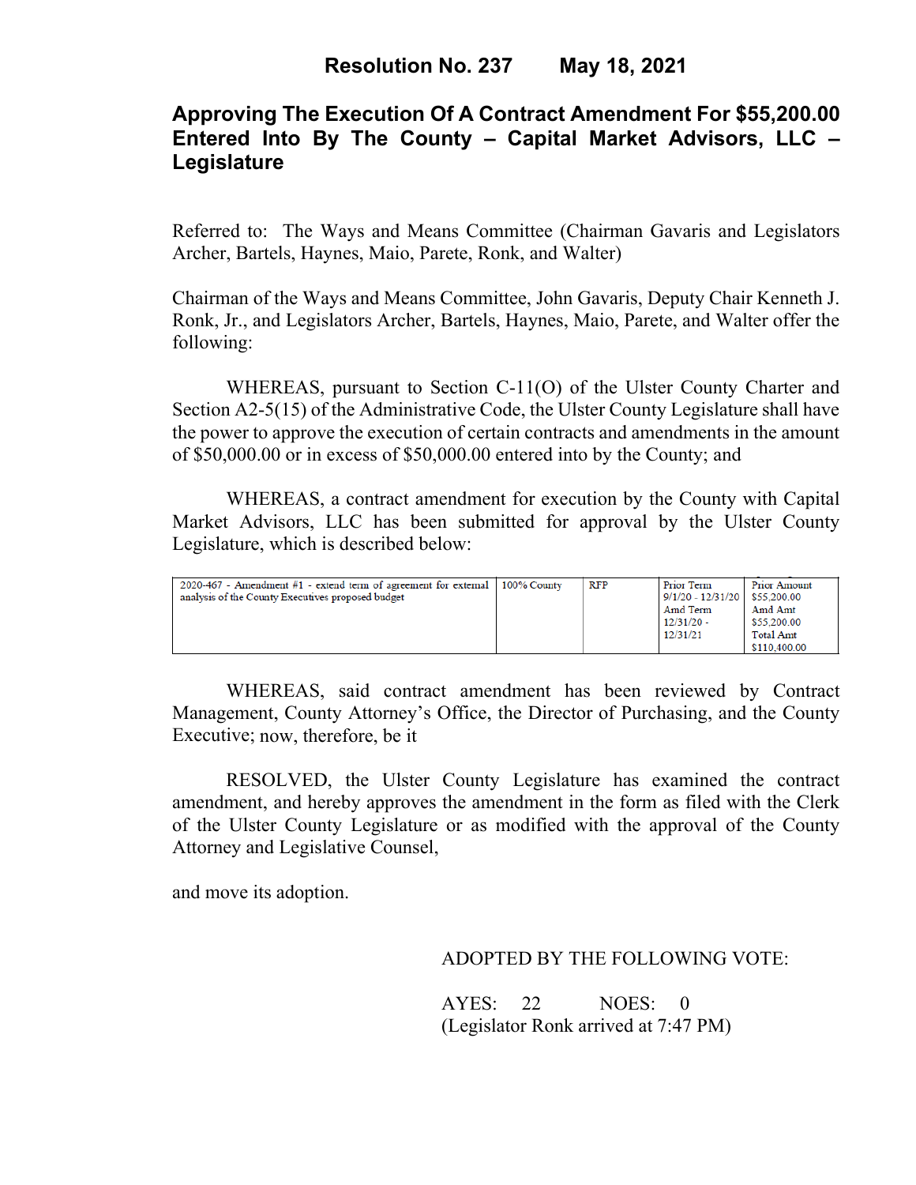# Resolution No. 237 May 18, 2021

## Approving The Execution Of A Contract Amendment For $55,200.00 Entered Into By The County – Capital Market Advisors, LLC – Legislature

Referred to: The Ways and Means Committee (Chairman Gavaris and Legislators Archer, Bartels, Haynes, Maio, Parete, Ronk, and Walter)

Chairman of the Ways and Means Committee, John Gavaris, Deputy Chair Kenneth J. Ronk, Jr., and Legislators Archer, Bartels, Haynes, Maio, Parete, and Walter offer the following:

WHEREAS, pursuant to Section C-11(O) of the Ulster County Charter and Section A2-5(15) of the Administrative Code, the Ulster County Legislature shall have the power to approve the execution of certain contracts and amendments in the amount of $50,000.00 or in excess of $50,000.00 entered into by the County; and

WHEREAS, a contract amendment for execution by the County with Capital Market Advisors, LLC has been submitted for approval by the Ulster County Legislature, which is described below:

| | | | | |
|---|---|---|---|---|
| 2020-467 - Amendment #1 - extend term of agreement for external analysis of the County Executives proposed budget | 100% County | RFP | Prior Term 9/1/20 - 12/31/20 Amd Term 12/31/20 - 12/31/21 | Prior Amount $55,200.00 Amd Amt $55,200.00 Total Amt $110,400.00 |

WHEREAS, said contract amendment has been reviewed by Contract Management, County Attorney's Office, the Director of Purchasing, and the County Executive; now, therefore, be it

RESOLVED, the Ulster County Legislature has examined the contract amendment, and hereby approves the amendment in the form as filed with the Clerk of the Ulster County Legislature or as modified with the approval of the County Attorney and Legislative Counsel,

and move its adoption.

ADOPTED BY THE FOLLOWING VOTE:

AYES: 22 NOES: 0
(Legislator Ronk arrived at 7:47 PM)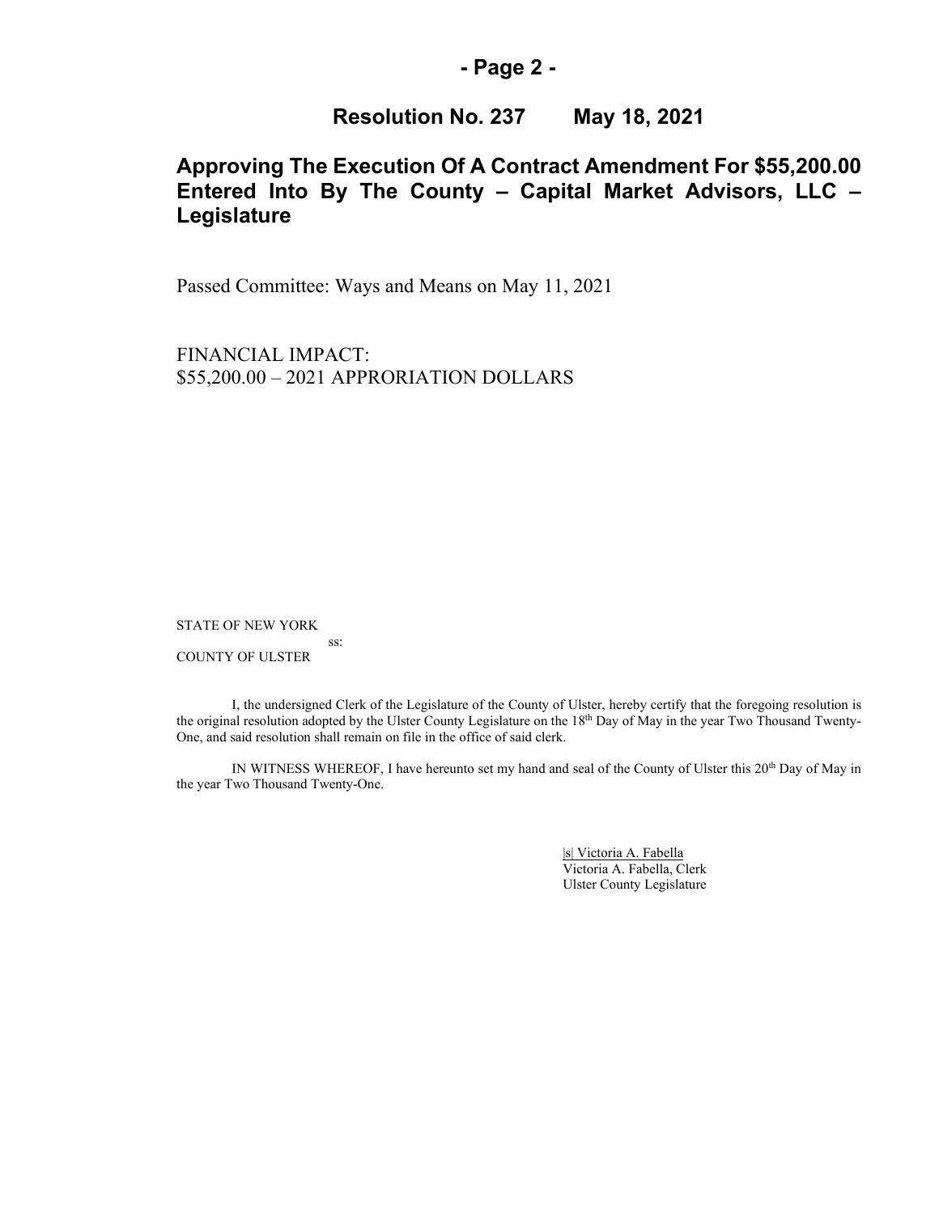## Resolution No. 237 May 18, 2021

## Approving The Execution Of A Contract Amendment For $55,200.00 Entered Into By The County – Capital Market Advisors, LLC – Legislature

Passed Committee: Ways and Means on May 11, 2021

FINANCIAL IMPACT:
$55,200.00 – 2021 APPRORIATION DOLLARS

STATE OF NEW YORK
ss:
COUNTY OF ULSTER

I, the undersigned Clerk of the Legislature of the County of Ulster, hereby certify that the foregoing resolution is the original resolution adopted by the Ulster County Legislature on the 18th Day of May in the year Two Thousand Twenty-One, and said resolution shall remain on file in the office of said clerk.

IN WITNESS WHEREOF, I have hereunto set my hand and seal of the County of Ulster this 20th Day of May in the year Two Thousand Twenty-One.

|s| Victoria A. Fabella
Victoria A. Fabella, Clerk
Ulster County Legislature